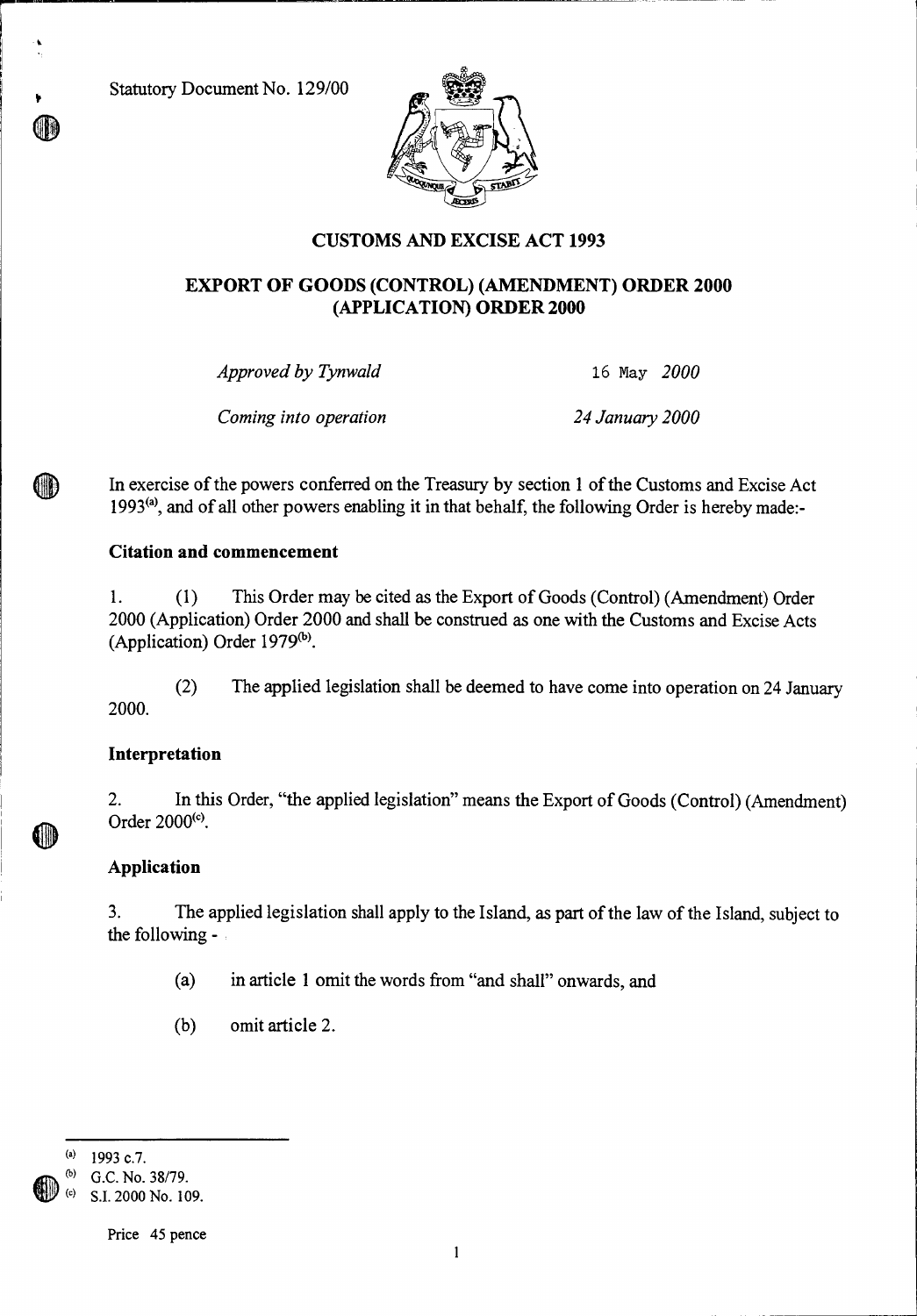Statutory Document No. 129/00

# CUSTOMS AND EXCISE ACT 1993

## EXPORT OF GOODS (CONTROL) (AMENDMENT) ORDER 2000 (APPLICATION) ORDER 2000

*Approved by Tynwald* 16 May *2000*

*Coming into operation* *24 January 2000*

In exercise of the powers conferred on the Treasury by section 1 of the Customs and Excise Act 1993[(a)], and of all other powers enabling it in that behalf, the following Order is hereby made:-

### Citation and commencement

1. (1) This Order may be cited as the Export of Goods (Control) (Amendment) Order 2000 (Application) Order 2000 and shall be construed as one with the Customs and Excise Acts (Application) Order 1979[(b)].

(2) The applied legislation shall be deemed to have come into operation on 24 January 2000.

### Interpretation

2. In this Order, "the applied legislation" means the Export of Goods (Control) (Amendment) Order 2000[(c)].

### Application

3. The applied legislation shall apply to the Island, as part of the law of the Island, subject to the following -

(a) in article 1 omit the words from "and shall" onwards, and

(b) omit article 2.

---

[(a)] 1993 c.7.

[(b)] G.C. No. 38/79.

[(c)] S.I. 2000 No. 109.

Price 45 pence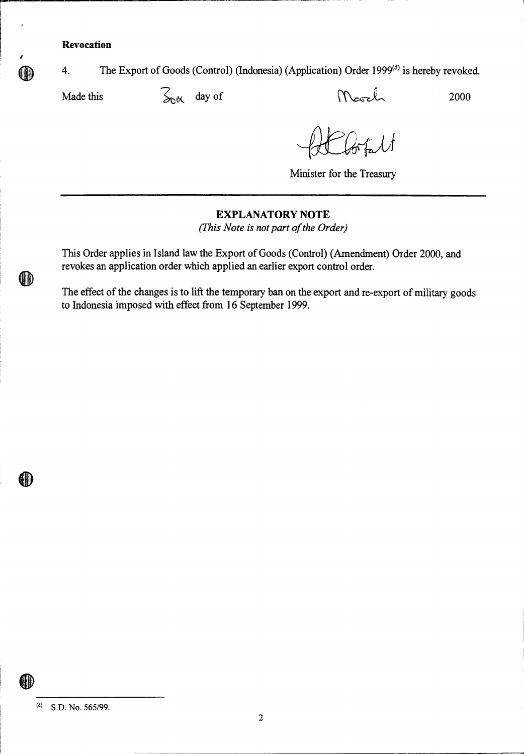**Revocation**

4. The Export of Goods (Control) (Indonesia) (Application) Order 1999[(d)] is hereby revoked.

Made this 30th day of March 2000

Minister for the Treasury

---

**EXPLANATORY NOTE**

*(This Note is not part of the Order)*

This Order applies in Island law the Export of Goods (Control) (Amendment) Order 2000, and revokes an application order which applied an earlier export control order.

The effect of the changes is to lift the temporary ban on the export and re-export of military goods to Indonesia imposed with effect from 16 September 1999.

---

(d) S.D. No. 565/99.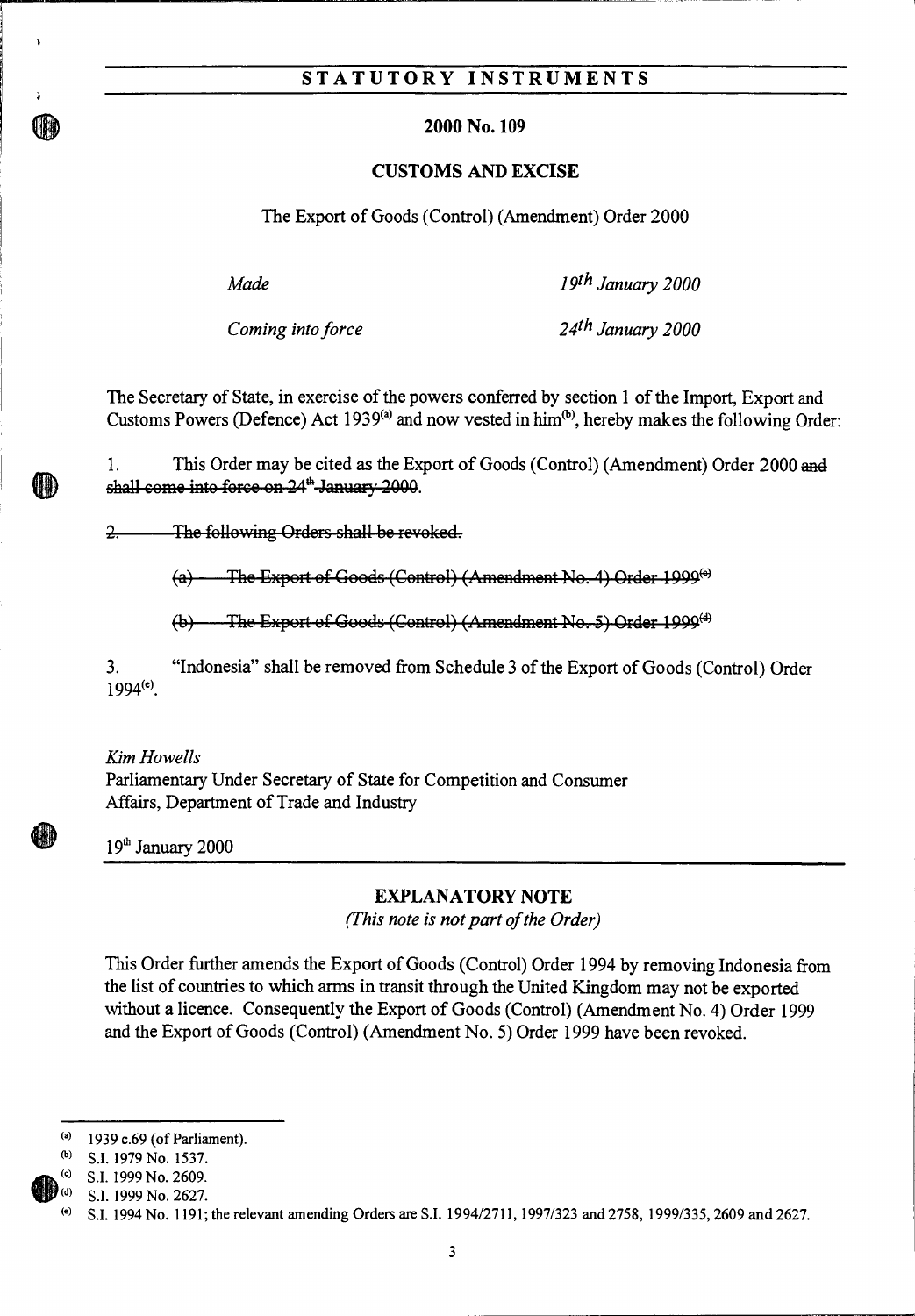# STATUTORY INSTRUMENTS

## 2000 No. 109

## CUSTOMS AND EXCISE

The Export of Goods (Control) (Amendment) Order 2000

| | |
|---|---|
| *Made* | *19th January 2000* |
| *Coming into force* | *24th January 2000* |

The Secretary of State, in exercise of the powers conferred by section 1 of the Import, Export and Customs Powers (Defence) Act 1939[(a)] and now vested in him[(b)], hereby makes the following Order:

1. This Order may be cited as the Export of Goods (Control) (Amendment) Order 2000 ~~and shall come into force on 24th January 2000~~.

~~2. The following Orders shall be revoked.~~

~~(a) The Export of Goods (Control) (Amendment No. 4) Order 1999[(c)]~~

~~(b) The Export of Goods (Control) (Amendment No. 5) Order 1999[(d)]~~

3. "Indonesia" shall be removed from Schedule 3 of the Export of Goods (Control) Order 1994[(e)].

*Kim Howells*
Parliamentary Under Secretary of State for Competition and Consumer Affairs, Department of Trade and Industry

19th January 2000

## EXPLANATORY NOTE

*(This note is not part of the Order)*

This Order further amends the Export of Goods (Control) Order 1994 by removing Indonesia from the list of countries to which arms in transit through the United Kingdom may not be exported without a licence. Consequently the Export of Goods (Control) (Amendment No. 4) Order 1999 and the Export of Goods (Control) (Amendment No. 5) Order 1999 have been revoked.

---

(a) 1939 c.69 (of Parliament).
(b) S.I. 1979 No. 1537.
(c) S.I. 1999 No. 2609.
(d) S.I. 1999 No. 2627.
(e) S.I. 1994 No. 1191; the relevant amending Orders are S.I. 1994/2711, 1997/323 and 2758, 1999/335, 2609 and 2627.